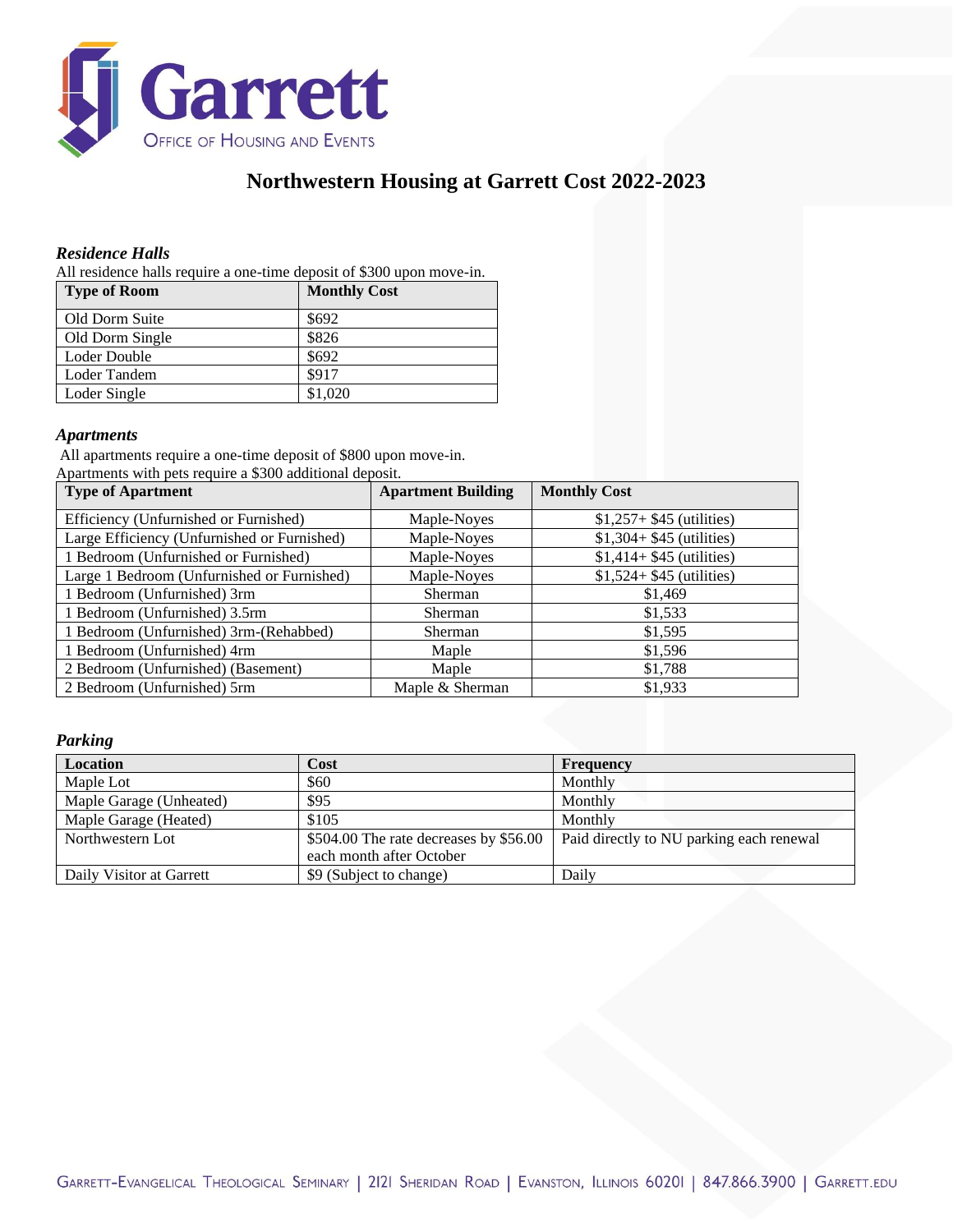Garrett

Office of Housing and Events

# Northwestern Housing at Garrett Cost 2022-2023

### *Residence Halls*

All residence halls require a one-time deposit of $300 upon move-in.

| Type of Room | Monthly Cost |
|---|---|
| Old Dorm Suite | $692 |
| Old Dorm Single | $826 |
| Loder Double | $692 |
| Loder Tandem | $917 |
| Loder Single | $1,020 |

### *Apartments*

All apartments require a one-time deposit of $800 upon move-in.
Apartments with pets require a $300 additional deposit.

| Type of Apartment | Apartment Building | Monthly Cost |
|---|---|---|
| Efficiency (Unfurnished or Furnished) | Maple-Noyes | $1,257+ $45 (utilities) |
| Large Efficiency (Unfurnished or Furnished) | Maple-Noyes | $1,304+ $45 (utilities) |
| 1 Bedroom (Unfurnished or Furnished) | Maple-Noyes | $1,414+ $45 (utilities) |
| Large 1 Bedroom (Unfurnished or Furnished) | Maple-Noyes | $1,524+ $45 (utilities) |
| 1 Bedroom (Unfurnished) 3rm | Sherman | $1,469 |
| 1 Bedroom (Unfurnished) 3.5rm | Sherman | $1,533 |
| 1 Bedroom (Unfurnished) 3rm-(Rehabbed) | Sherman | $1,595 |
| 1 Bedroom (Unfurnished) 4rm | Maple | $1,596 |
| 2 Bedroom (Unfurnished) (Basement) | Maple | $1,788 |
| 2 Bedroom (Unfurnished) 5rm | Maple & Sherman | $1,933 |

### *Parking*

| Location | Cost | Frequency |
|---|---|---|
| Maple Lot | $60 | Monthly |
| Maple Garage (Unheated) | $95 | Monthly |
| Maple Garage (Heated) | $105 | Monthly |
| Northwestern Lot | $504.00 The rate decreases by $56.00 each month after October | Paid directly to NU parking each renewal |
| Daily Visitor at Garrett | $9 (Subject to change) | Daily |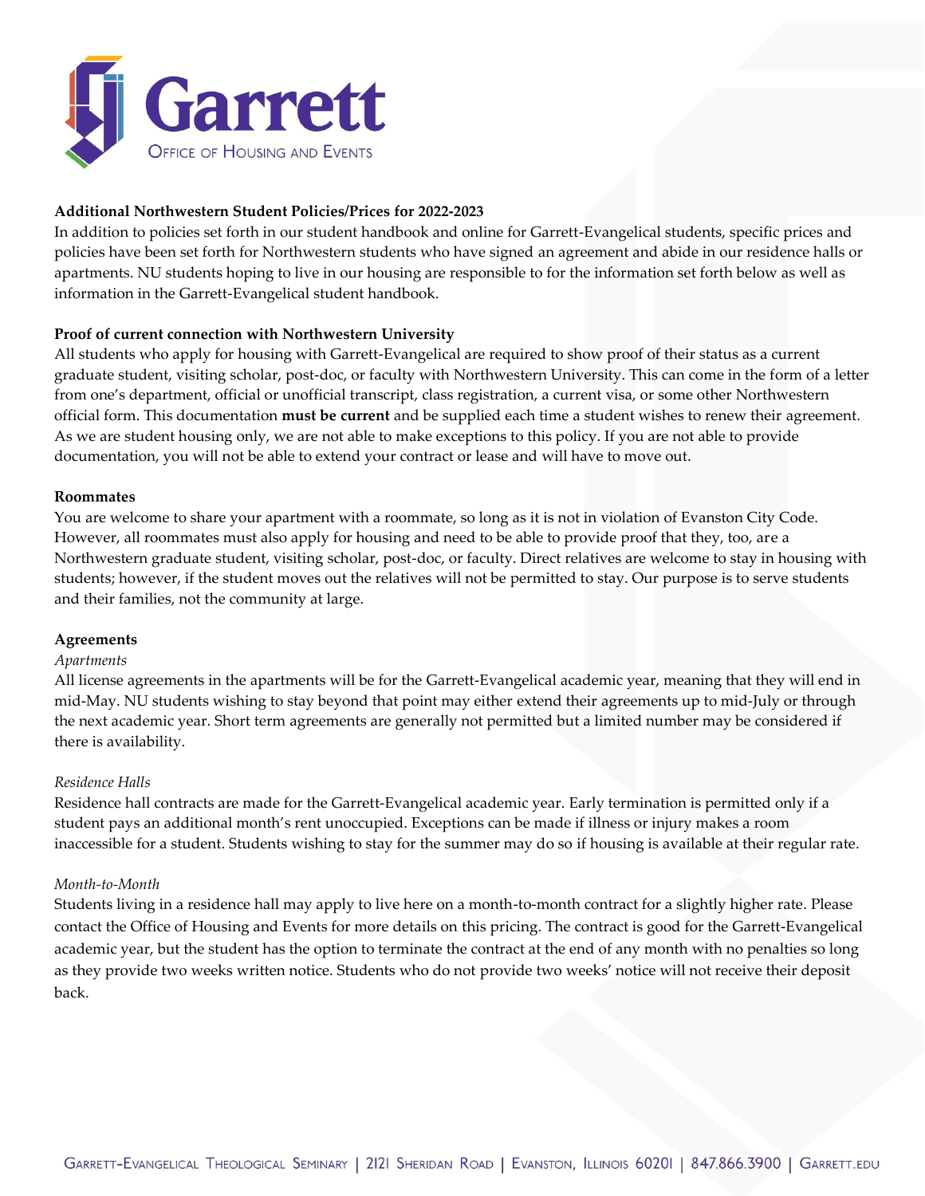## Additional Northwestern Student Policies/Prices for 2022-2023

In addition to policies set forth in our student handbook and online for Garrett-Evangelical students, specific prices and policies have been set forth for Northwestern students who have signed an agreement and abide in our residence halls or apartments. NU students hoping to live in our housing are responsible to for the information set forth below as well as information in the Garrett-Evangelical student handbook.

### Proof of current connection with Northwestern University

All students who apply for housing with Garrett-Evangelical are required to show proof of their status as a current graduate student, visiting scholar, post-doc, or faculty with Northwestern University. This can come in the form of a letter from one's department, official or unofficial transcript, class registration, a current visa, or some other Northwestern official form. This documentation **must be current** and be supplied each time a student wishes to renew their agreement. As we are student housing only, we are not able to make exceptions to this policy. If you are not able to provide documentation, you will not be able to extend your contract or lease and will have to move out.

### Roommates

You are welcome to share your apartment with a roommate, so long as it is not in violation of Evanston City Code. However, all roommates must also apply for housing and need to be able to provide proof that they, too, are a Northwestern graduate student, visiting scholar, post-doc, or faculty. Direct relatives are welcome to stay in housing with students; however, if the student moves out the relatives will not be permitted to stay. Our purpose is to serve students and their families, not the community at large.

### Agreements

*Apartments*

All license agreements in the apartments will be for the Garrett-Evangelical academic year, meaning that they will end in mid-May. NU students wishing to stay beyond that point may either extend their agreements up to mid-July or through the next academic year. Short term agreements are generally not permitted but a limited number may be considered if there is availability.

*Residence Halls*

Residence hall contracts are made for the Garrett-Evangelical academic year. Early termination is permitted only if a student pays an additional month's rent unoccupied. Exceptions can be made if illness or injury makes a room inaccessible for a student. Students wishing to stay for the summer may do so if housing is available at their regular rate.

*Month-to-Month*

Students living in a residence hall may apply to live here on a month-to-month contract for a slightly higher rate. Please contact the Office of Housing and Events for more details on this pricing. The contract is good for the Garrett-Evangelical academic year, but the student has the option to terminate the contract at the end of any month with no penalties so long as they provide two weeks written notice. Students who do not provide two weeks' notice will not receive their deposit back.